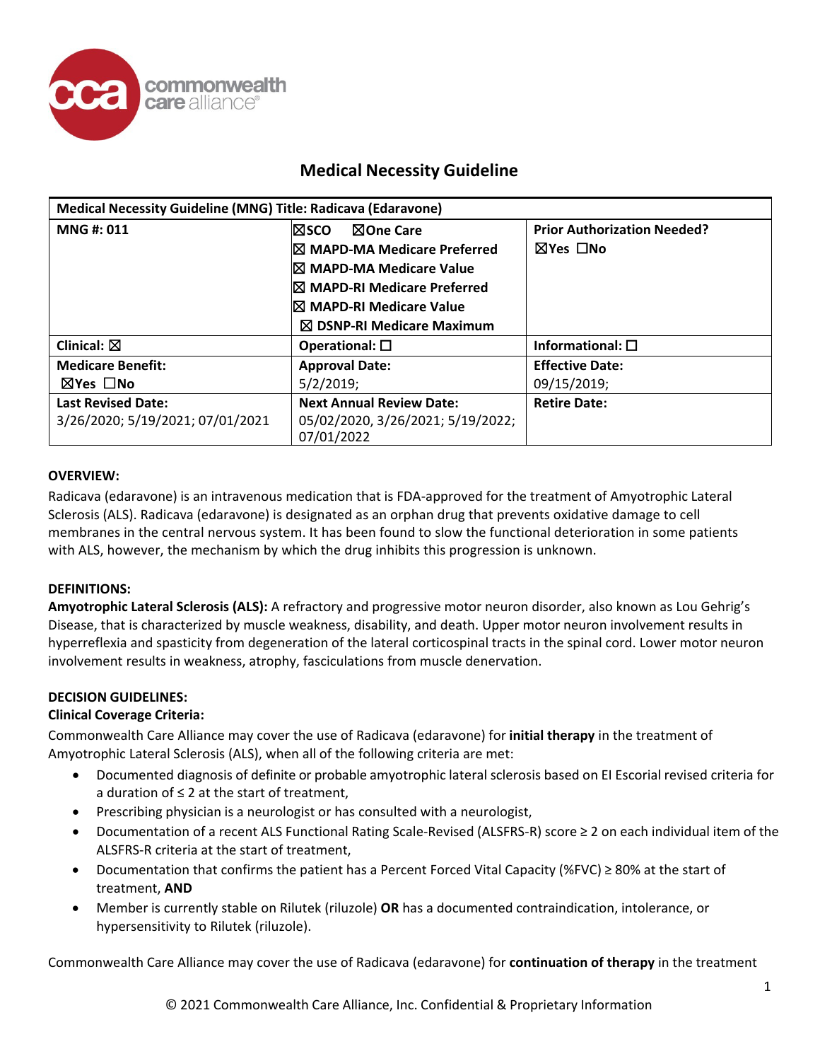# Medical Necessity Guideline

| Medical Necessity Guideline (MNG) Title: Radicava (Edaravone) | | |
|---|---|---|
| **MNG #: 011** | ☒SCO ☒One Care<br>☒ MAPD-MA Medicare Preferred<br>☒ MAPD-MA Medicare Value<br>☒ MAPD-RI Medicare Preferred<br>☒ MAPD-RI Medicare Value<br>☒ DSNP-RI Medicare Maximum | **Prior Authorization Needed?**<br>☒Yes ☐No |
| **Clinical:** ☒ | **Operational:** ☐ | **Informational:** ☐ |
| **Medicare Benefit:**<br>☒Yes ☐No | **Approval Date:**<br>5/2/2019; | **Effective Date:**<br>09/15/2019; |
| **Last Revised Date:**<br>3/26/2020; 5/19/2021; 07/01/2021 | **Next Annual Review Date:**<br>05/02/2020, 3/26/2021; 5/19/2022; 07/01/2022 | **Retire Date:** |

**OVERVIEW:**

Radicava (edaravone) is an intravenous medication that is FDA-approved for the treatment of Amyotrophic Lateral Sclerosis (ALS). Radicava (edaravone) is designated as an orphan drug that prevents oxidative damage to cell membranes in the central nervous system. It has been found to slow the functional deterioration in some patients with ALS, however, the mechanism by which the drug inhibits this progression is unknown.

**DEFINITIONS:**

**Amyotrophic Lateral Sclerosis (ALS):** A refractory and progressive motor neuron disorder, also known as Lou Gehrig's Disease, that is characterized by muscle weakness, disability, and death. Upper motor neuron involvement results in hyperreflexia and spasticity from degeneration of the lateral corticospinal tracts in the spinal cord. Lower motor neuron involvement results in weakness, atrophy, fasciculations from muscle denervation.

**DECISION GUIDELINES:**

**Clinical Coverage Criteria:**

Commonwealth Care Alliance may cover the use of Radicava (edaravone) for **initial therapy** in the treatment of Amyotrophic Lateral Sclerosis (ALS), when all of the following criteria are met:

- Documented diagnosis of definite or probable amyotrophic lateral sclerosis based on El Escorial revised criteria for a duration of ≤ 2 at the start of treatment,
- Prescribing physician is a neurologist or has consulted with a neurologist,
- Documentation of a recent ALS Functional Rating Scale-Revised (ALSFRS-R) score ≥ 2 on each individual item of the ALSFRS-R criteria at the start of treatment,
- Documentation that confirms the patient has a Percent Forced Vital Capacity (%FVC) ≥ 80% at the start of treatment, **AND**
- Member is currently stable on Rilutek (riluzole) **OR** has a documented contraindication, intolerance, or hypersensitivity to Rilutek (riluzole).

Commonwealth Care Alliance may cover the use of Radicava (edaravone) for **continuation of therapy** in the treatment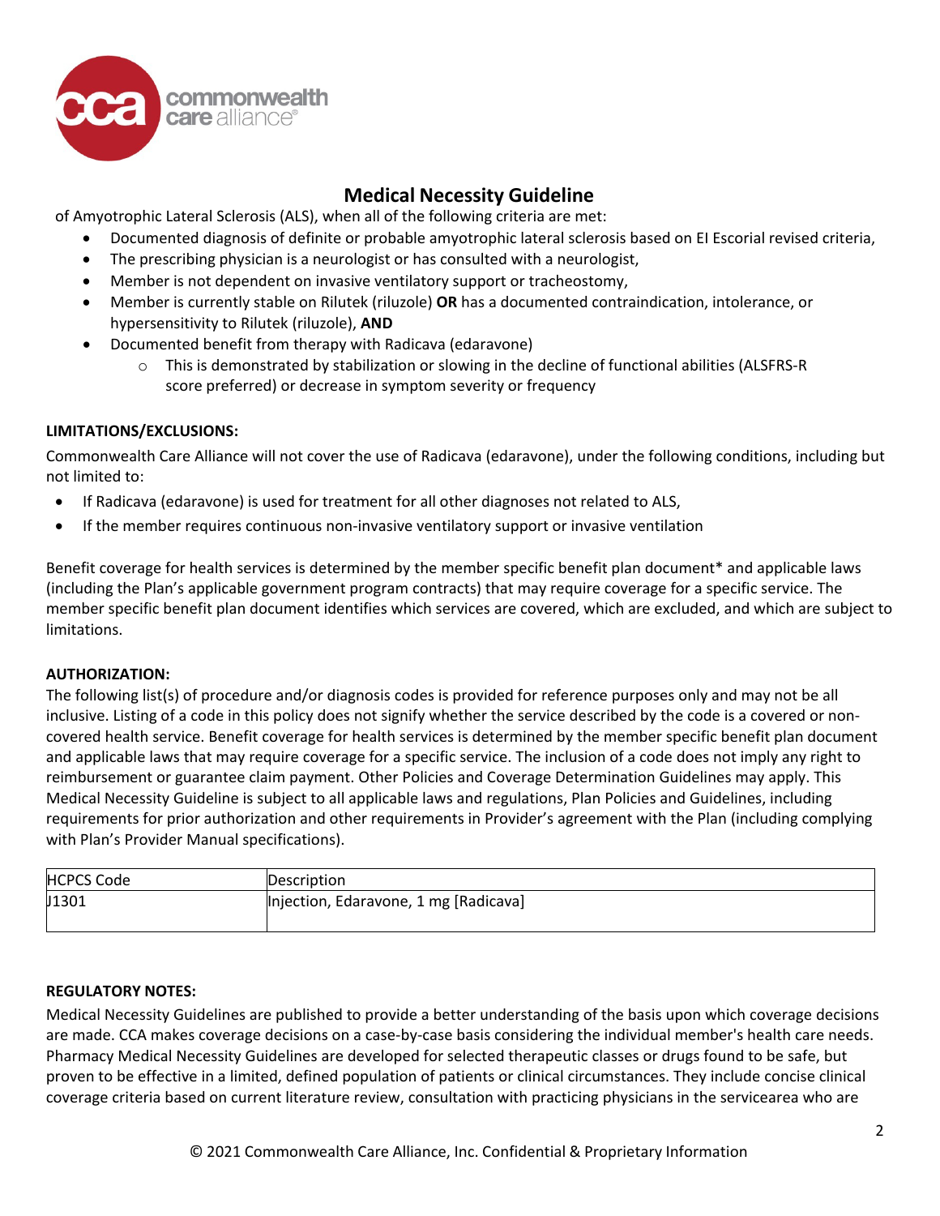# Medical Necessity Guideline

of Amyotrophic Lateral Sclerosis (ALS), when all of the following criteria are met:

- Documented diagnosis of definite or probable amyotrophic lateral sclerosis based on EI Escorial revised criteria,
- The prescribing physician is a neurologist or has consulted with a neurologist,
- Member is not dependent on invasive ventilatory support or tracheostomy,
- Member is currently stable on Rilutek (riluzole) **OR** has a documented contraindication, intolerance, or hypersensitivity to Rilutek (riluzole), **AND**
- Documented benefit from therapy with Radicava (edaravone)
  - This is demonstrated by stabilization or slowing in the decline of functional abilities (ALSFRS-R score preferred) or decrease in symptom severity or frequency

**LIMITATIONS/EXCLUSIONS:**

Commonwealth Care Alliance will not cover the use of Radicava (edaravone), under the following conditions, including but not limited to:

- If Radicava (edaravone) is used for treatment for all other diagnoses not related to ALS,
- If the member requires continuous non-invasive ventilatory support or invasive ventilation

Benefit coverage for health services is determined by the member specific benefit plan document* and applicable laws (including the Plan's applicable government program contracts) that may require coverage for a specific service. The member specific benefit plan document identifies which services are covered, which are excluded, and which are subject to limitations.

**AUTHORIZATION:**

The following list(s) of procedure and/or diagnosis codes is provided for reference purposes only and may not be all inclusive. Listing of a code in this policy does not signify whether the service described by the code is a covered or non-covered health service. Benefit coverage for health services is determined by the member specific benefit plan document and applicable laws that may require coverage for a specific service. The inclusion of a code does not imply any right to reimbursement or guarantee claim payment. Other Policies and Coverage Determination Guidelines may apply. This Medical Necessity Guideline is subject to all applicable laws and regulations, Plan Policies and Guidelines, including requirements for prior authorization and other requirements in Provider's agreement with the Plan (including complying with Plan's Provider Manual specifications).

| HCPCS Code | Description |
|---|---|
| J1301 | Injection, Edaravone, 1 mg [Radicava] |

**REGULATORY NOTES:**

Medical Necessity Guidelines are published to provide a better understanding of the basis upon which coverage decisions are made. CCA makes coverage decisions on a case-by-case basis considering the individual member's health care needs. Pharmacy Medical Necessity Guidelines are developed for selected therapeutic classes or drugs found to be safe, but proven to be effective in a limited, defined population of patients or clinical circumstances. They include concise clinical coverage criteria based on current literature review, consultation with practicing physicians in the servicearea who are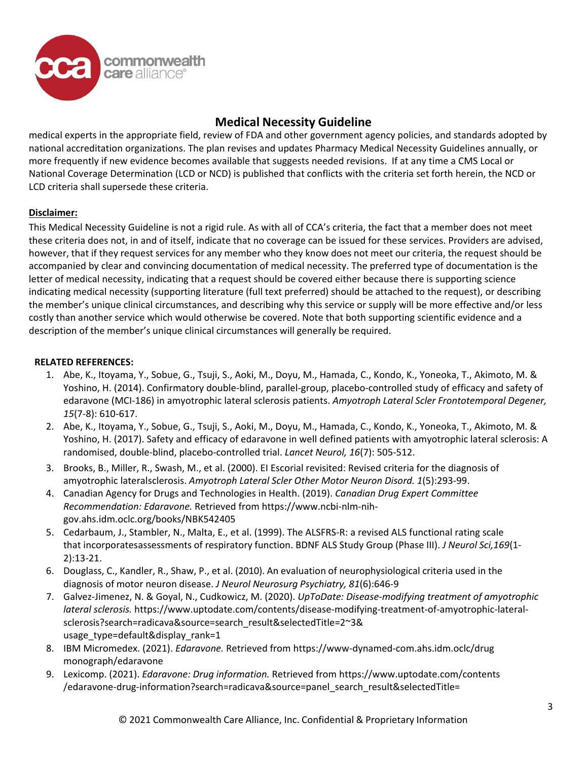## Medical Necessity Guideline

medical experts in the appropriate field, review of FDA and other government agency policies, and standards adopted by national accreditation organizations. The plan revises and updates Pharmacy Medical Necessity Guidelines annually, or more frequently if new evidence becomes available that suggests needed revisions. If at any time a CMS Local or National Coverage Determination (LCD or NCD) is published that conflicts with the criteria set forth herein, the NCD or LCD criteria shall supersede these criteria.

**Disclaimer:**

This Medical Necessity Guideline is not a rigid rule. As with all of CCA's criteria, the fact that a member does not meet these criteria does not, in and of itself, indicate that no coverage can be issued for these services. Providers are advised, however, that if they request services for any member who they know does not meet our criteria, the request should be accompanied by clear and convincing documentation of medical necessity. The preferred type of documentation is the letter of medical necessity, indicating that a request should be covered either because there is supporting science indicating medical necessity (supporting literature (full text preferred) should be attached to the request), or describing the member's unique clinical circumstances, and describing why this service or supply will be more effective and/or less costly than another service which would otherwise be covered. Note that both supporting scientific evidence and a description of the member's unique clinical circumstances will generally be required.

**RELATED REFERENCES:**

1. Abe, K., Itoyama, Y., Sobue, G., Tsuji, S., Aoki, M., Doyu, M., Hamada, C., Kondo, K., Yoneoka, T., Akimoto, M. & Yoshino, H. (2014). Confirmatory double-blind, parallel-group, placebo-controlled study of efficacy and safety of edaravone (MCI-186) in amyotrophic lateral sclerosis patients. *Amyotroph Lateral Scler Frontotemporal Degener, 15*(7-8): 610-617.
2. Abe, K., Itoyama, Y., Sobue, G., Tsuji, S., Aoki, M., Doyu, M., Hamada, C., Kondo, K., Yoneoka, T., Akimoto, M. & Yoshino, H. (2017). Safety and efficacy of edaravone in well defined patients with amyotrophic lateral sclerosis: A randomised, double-blind, placebo-controlled trial. *Lancet Neurol, 16*(7): 505-512.
3. Brooks, B., Miller, R., Swash, M., et al. (2000). EI Escorial revisited: Revised criteria for the diagnosis of amyotrophic lateralsclerosis. *Amyotroph Lateral Scler Other Motor Neuron Disord. 1*(5):293-99.
4. Canadian Agency for Drugs and Technologies in Health. (2019). *Canadian Drug Expert Committee Recommendation: Edaravone.* Retrieved from https://www.ncbi-nlm-nih-gov.ahs.idm.oclc.org/books/NBK542405
5. Cedarbaum, J., Stambler, N., Malta, E., et al. (1999). The ALSFRS-R: a revised ALS functional rating scale that incorporatesassessments of respiratory function. BDNF ALS Study Group (Phase III). *J Neurol Sci,169*(1-2):13-21.
6. Douglass, C., Kandler, R., Shaw, P., et al. (2010). An evaluation of neurophysiological criteria used in the diagnosis of motor neuron disease. *J Neurol Neurosurg Psychiatry, 81*(6):646-9
7. Galvez-Jimenez, N. & Goyal, N., Cudkowicz, M. (2020). *UpToDate: Disease-modifying treatment of amyotrophic lateral sclerosis.* https://www.uptodate.com/contents/disease-modifying-treatment-of-amyotrophic-lateral-sclerosis?search=radicava&source=search_result&selectedTitle=2~3&usage_type=default&display_rank=1
8. IBM Micromedex. (2021). *Edaravone.* Retrieved from https://www-dynamed-com.ahs.idm.oclc/drug monograph/edaravone
9. Lexicomp. (2021). *Edaravone: Drug information.* Retrieved from https://www.uptodate.com/contents /edaravone-drug-information?search=radicava&source=panel_search_result&selectedTitle=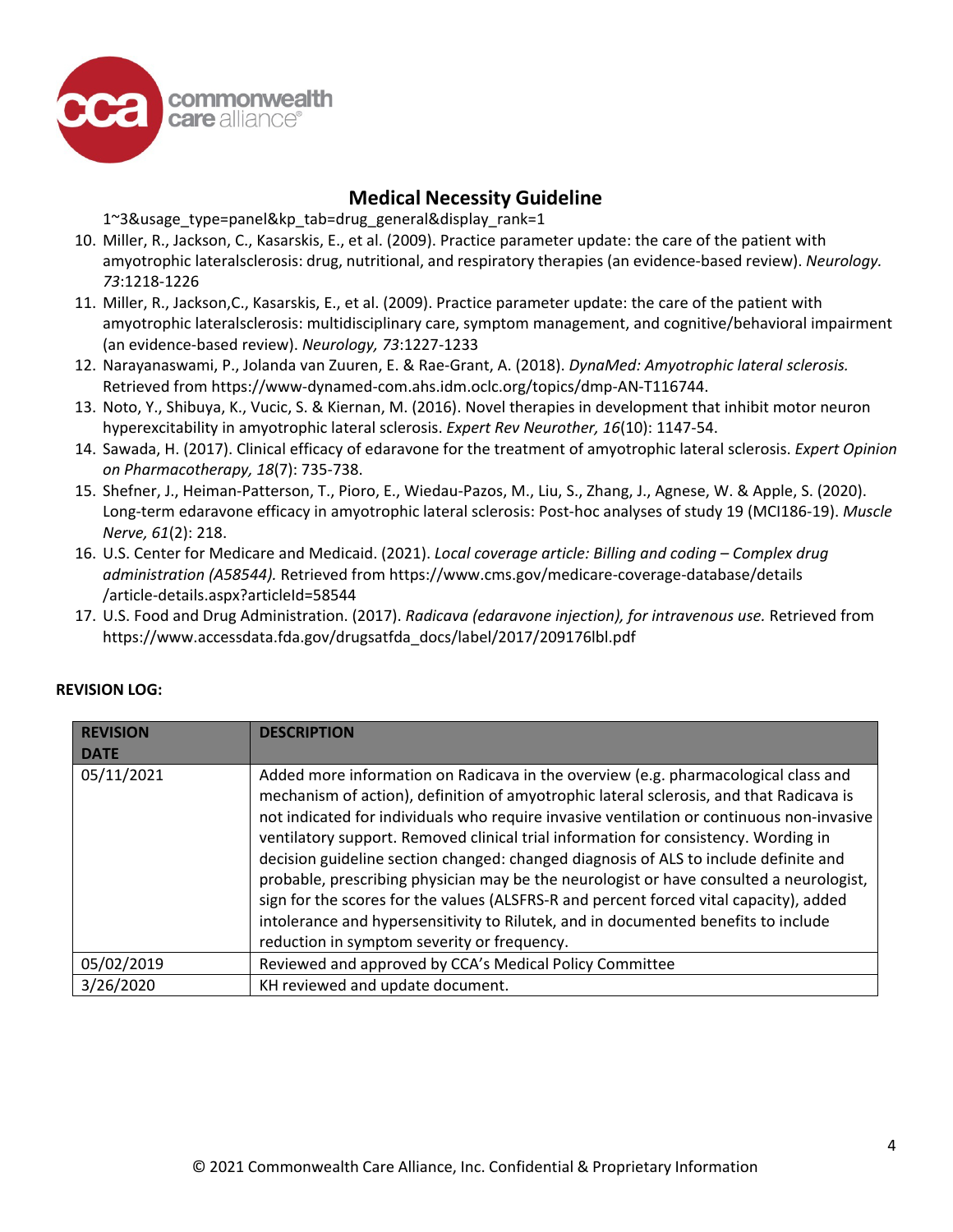1~3&usage_type=panel&kp_tab=drug_general&display_rank=1

10. Miller, R., Jackson, C., Kasarskis, E., et al. (2009). Practice parameter update: the care of the patient with amyotrophic lateralsclerosis: drug, nutritional, and respiratory therapies (an evidence-based review). *Neurology. 73*:1218-1226
11. Miller, R., Jackson,C., Kasarskis, E., et al. (2009). Practice parameter update: the care of the patient with amyotrophic lateralsclerosis: multidisciplinary care, symptom management, and cognitive/behavioral impairment (an evidence-based review). *Neurology, 73*:1227-1233
12. Narayanaswami, P., Jolanda van Zuuren, E. & Rae-Grant, A. (2018). *DynaMed: Amyotrophic lateral sclerosis.* Retrieved from https://www-dynamed-com.ahs.idm.oclc.org/topics/dmp-AN-T116744.
13. Noto, Y., Shibuya, K., Vucic, S. & Kiernan, M. (2016). Novel therapies in development that inhibit motor neuron hyperexcitability in amyotrophic lateral sclerosis. *Expert Rev Neurother, 16*(10): 1147-54.
14. Sawada, H. (2017). Clinical efficacy of edaravone for the treatment of amyotrophic lateral sclerosis. *Expert Opinion on Pharmacotherapy, 18*(7): 735-738.
15. Shefner, J., Heiman-Patterson, T., Pioro, E., Wiedau-Pazos, M., Liu, S., Zhang, J., Agnese, W. & Apple, S. (2020). Long-term edaravone efficacy in amyotrophic lateral sclerosis: Post-hoc analyses of study 19 (MCI186-19). *Muscle Nerve, 61*(2): 218.
16. U.S. Center for Medicare and Medicaid. (2021). *Local coverage article: Billing and coding – Complex drug administration (A58544).* Retrieved from https://www.cms.gov/medicare-coverage-database/details /article-details.aspx?articleId=58544
17. U.S. Food and Drug Administration. (2017). *Radicava (edaravone injection), for intravenous use.* Retrieved from https://www.accessdata.fda.gov/drugsatfda_docs/label/2017/209176lbl.pdf

**REVISION LOG:**

| REVISION DATE | DESCRIPTION |
|---|---|
| 05/11/2021 | Added more information on Radicava in the overview (e.g. pharmacological class and mechanism of action), definition of amyotrophic lateral sclerosis, and that Radicava is not indicated for individuals who require invasive ventilation or continuous non-invasive ventilatory support. Removed clinical trial information for consistency. Wording in decision guideline section changed: changed diagnosis of ALS to include definite and probable, prescribing physician may be the neurologist or have consulted a neurologist, sign for the scores for the values (ALSFRS-R and percent forced vital capacity), added intolerance and hypersensitivity to Rilutek, and in documented benefits to include reduction in symptom severity or frequency. |
| 05/02/2019 | Reviewed and approved by CCA's Medical Policy Committee |
| 3/26/2020 | KH reviewed and update document. |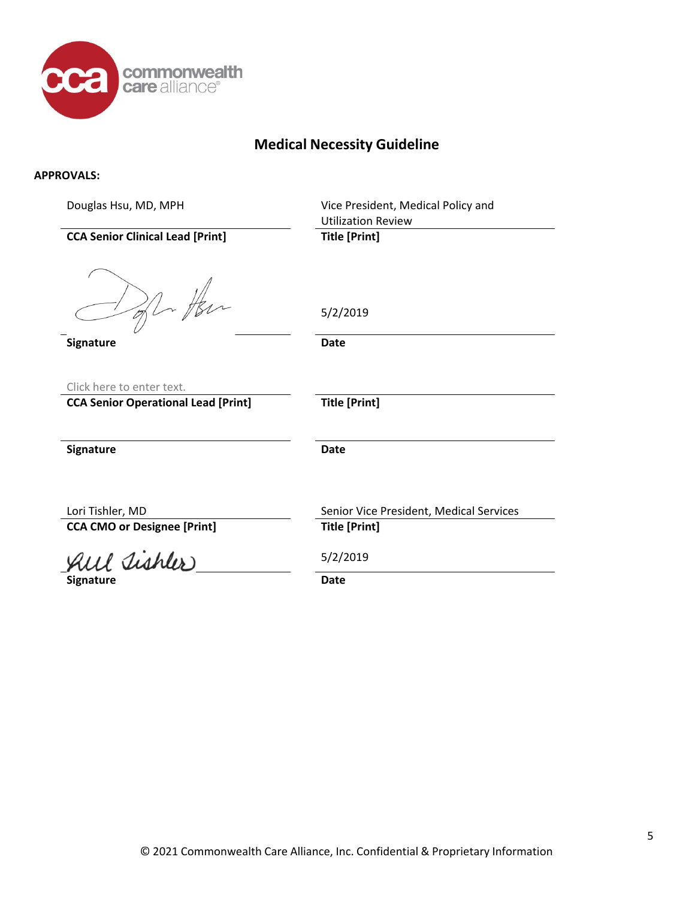# Medical Necessity Guideline

**APPROVALS:**

| | |
|---|---|
| Douglas Hsu, MD, MPH | Vice President, Medical Policy and Utilization Review |
| **CCA Senior Clinical Lead [Print]** | **Title [Print]** |
| | 5/2/2019 |
| **Signature** | **Date** |
| Click here to enter text. | |
| **CCA Senior Operational Lead [Print]** | **Title [Print]** |
| | |
| **Signature** | **Date** |
| Lori Tishler, MD | Senior Vice President, Medical Services |
| **CCA CMO or Designee [Print]** | **Title [Print]** |
| | 5/2/2019 |
| **Signature** | **Date** |

© 2021 Commonwealth Care Alliance, Inc. Confidential & Proprietary Information